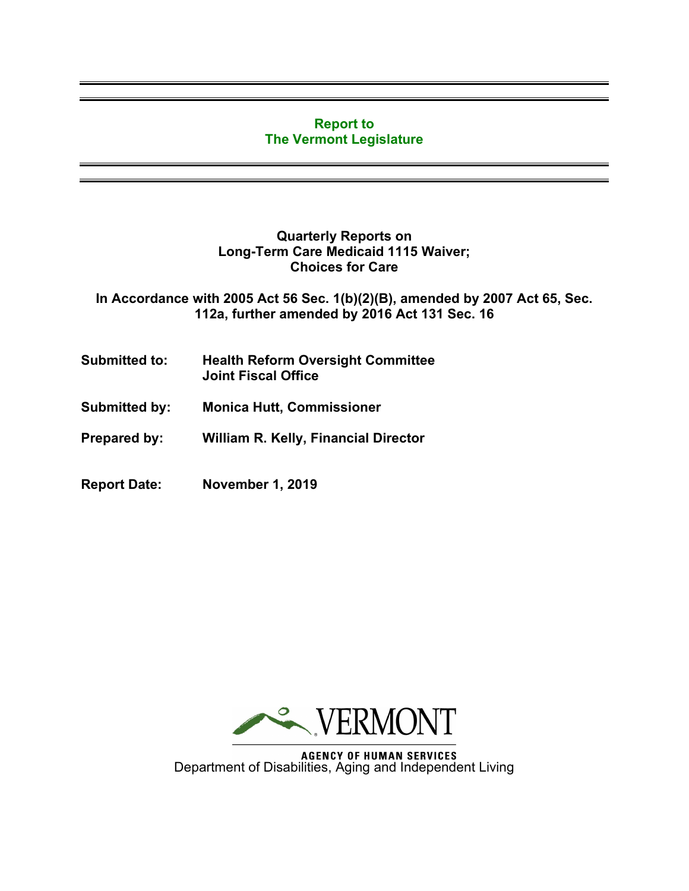# Report to
# The Vermont Legislature

**Quarterly Reports on**
**Long-Term Care Medicaid 1115 Waiver;**
**Choices for Care**

**In Accordance with 2005 Act 56 Sec. 1(b)(2)(B), amended by 2007 Act 65, Sec. 112a, further amended by 2016 Act 131 Sec. 16**

**Submitted to:** **Health Reform Oversight Committee**
**Joint Fiscal Office**

**Submitted by:** **Monica Hutt, Commissioner**

**Prepared by:** **William R. Kelly, Financial Director**

**Report Date:** **November 1, 2019**

VERMONT

AGENCY OF HUMAN SERVICES

Department of Disabilities, Aging and Independent Living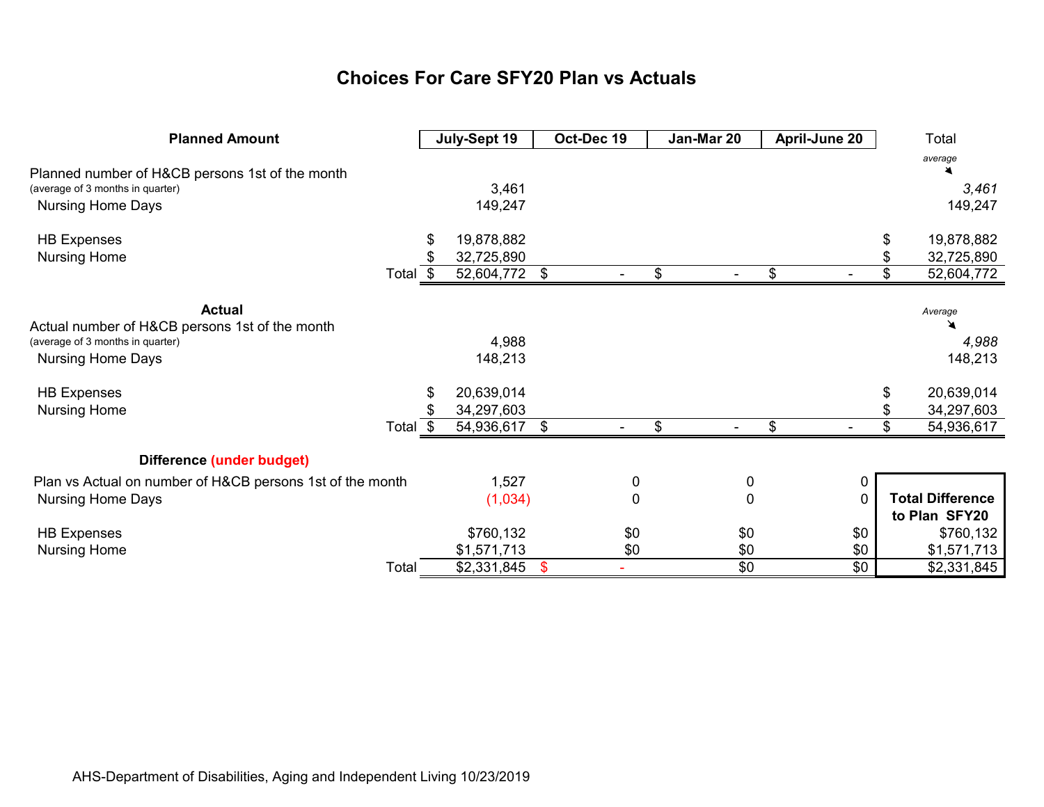# Choices For Care SFY20 Plan vs Actuals

| Planned Amount | | July-Sept 19 | Oct-Dec 19 | Jan-Mar 20 | April-June 20 | Total |
|---|---|---|---|---|---|---|
| | | | | | | *average* |
| Planned number of H&CB persons 1st of the month (average of 3 months in quarter) | | 3,461 | | | | *3,461* |
| Nursing Home Days | | 149,247 | | | | 149,247 |
| HB Expenses | | $ 19,878,882 | | | | $ 19,878,882 |
| Nursing Home | | $ 32,725,890 | | | | $ 32,725,890 |
| | Total | $ 52,604,772 | $ - | $ - | $ - | $ 52,604,772 |
| **Actual** | | | | | | *Average* |
| Actual number of H&CB persons 1st of the month (average of 3 months in quarter) | | 4,988 | | | | *4,988* |
| Nursing Home Days | | 148,213 | | | | 148,213 |
| HB Expenses | | $ 20,639,014 | | | | $ 20,639,014 |
| Nursing Home | | $ 34,297,603 | | | | $ 34,297,603 |
| | Total | $ 54,936,617 | $ - | $ - | $ - | $ 54,936,617 |
| **Difference (under budget)** | | | | | | |
| Plan vs Actual on number of H&CB persons 1st of the month | | 1,527 | 0 | 0 | 0 | |
| Nursing Home Days | | (1,034) | 0 | 0 | 0 | **Total Difference to Plan SFY20** |
| HB Expenses | | $760,132 | $0 | $0 | $0 | $760,132 |
| Nursing Home | | $1,571,713 | $0 | $0 | $0 | $1,571,713 |
| | Total | $2,331,845 | $ - | $0 | $0 | $2,331,845 |

AHS-Department of Disabilities, Aging and Independent Living 10/23/2019